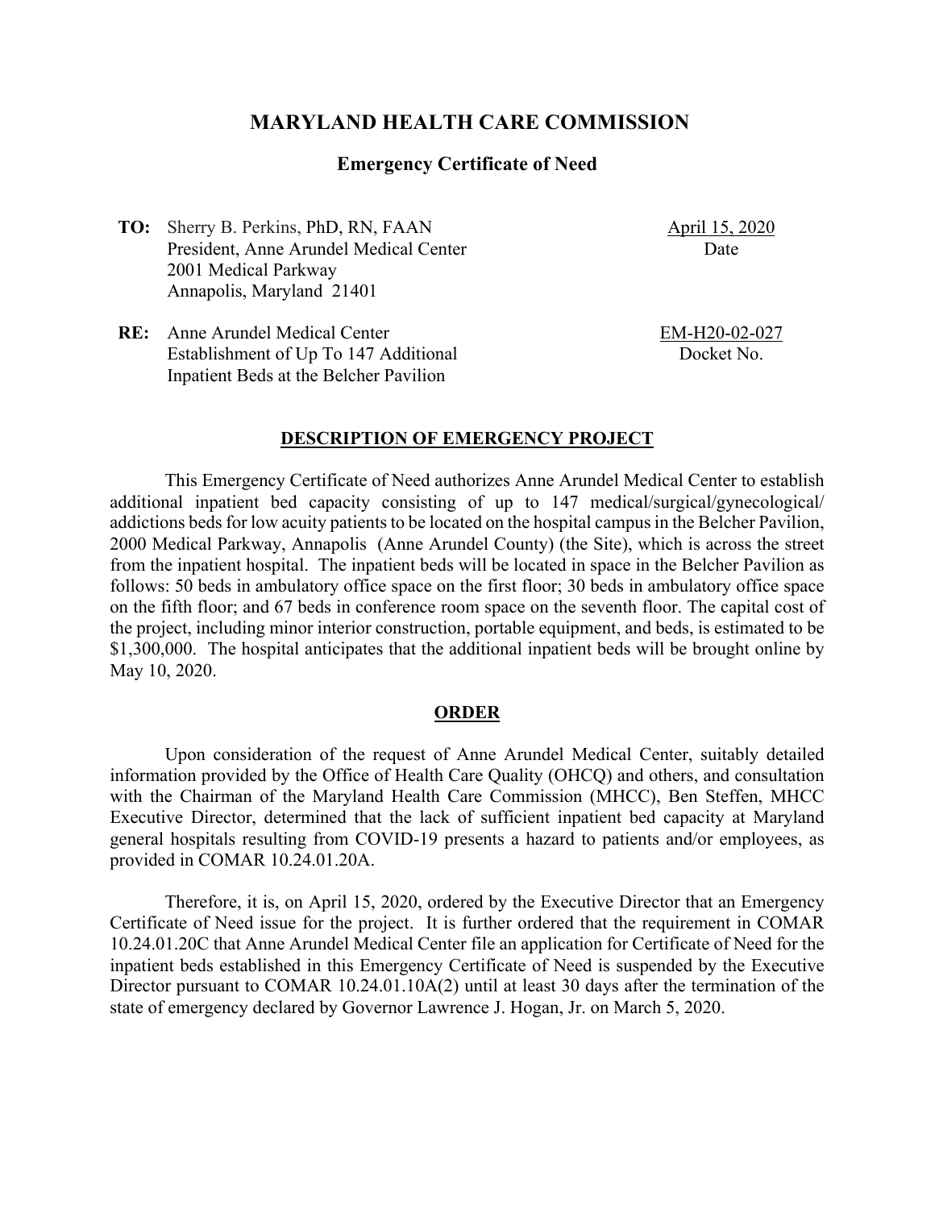# MARYLAND HEALTH CARE COMMISSION

## Emergency Certificate of Need

**TO:** Sherry B. Perkins, PhD, RN, FAAN
President, Anne Arundel Medical Center
2001 Medical Parkway
Annapolis, Maryland 21401

April 15, 2020
Date

**RE:** Anne Arundel Medical Center
Establishment of Up To 147 Additional
Inpatient Beds at the Belcher Pavilion

EM-H20-02-027
Docket No.

### DESCRIPTION OF EMERGENCY PROJECT

This Emergency Certificate of Need authorizes Anne Arundel Medical Center to establish additional inpatient bed capacity consisting of up to 147 medical/surgical/gynecological/addictions beds for low acuity patients to be located on the hospital campus in the Belcher Pavilion, 2000 Medical Parkway, Annapolis (Anne Arundel County) (the Site), which is across the street from the inpatient hospital. The inpatient beds will be located in space in the Belcher Pavilion as follows: 50 beds in ambulatory office space on the first floor; 30 beds in ambulatory office space on the fifth floor; and 67 beds in conference room space on the seventh floor. The capital cost of the project, including minor interior construction, portable equipment, and beds, is estimated to be $1,300,000. The hospital anticipates that the additional inpatient beds will be brought online by May 10, 2020.

### ORDER

Upon consideration of the request of Anne Arundel Medical Center, suitably detailed information provided by the Office of Health Care Quality (OHCQ) and others, and consultation with the Chairman of the Maryland Health Care Commission (MHCC), Ben Steffen, MHCC Executive Director, determined that the lack of sufficient inpatient bed capacity at Maryland general hospitals resulting from COVID-19 presents a hazard to patients and/or employees, as provided in COMAR 10.24.01.20A.

Therefore, it is, on April 15, 2020, ordered by the Executive Director that an Emergency Certificate of Need issue for the project. It is further ordered that the requirement in COMAR 10.24.01.20C that Anne Arundel Medical Center file an application for Certificate of Need for the inpatient beds established in this Emergency Certificate of Need is suspended by the Executive Director pursuant to COMAR 10.24.01.10A(2) until at least 30 days after the termination of the state of emergency declared by Governor Lawrence J. Hogan, Jr. on March 5, 2020.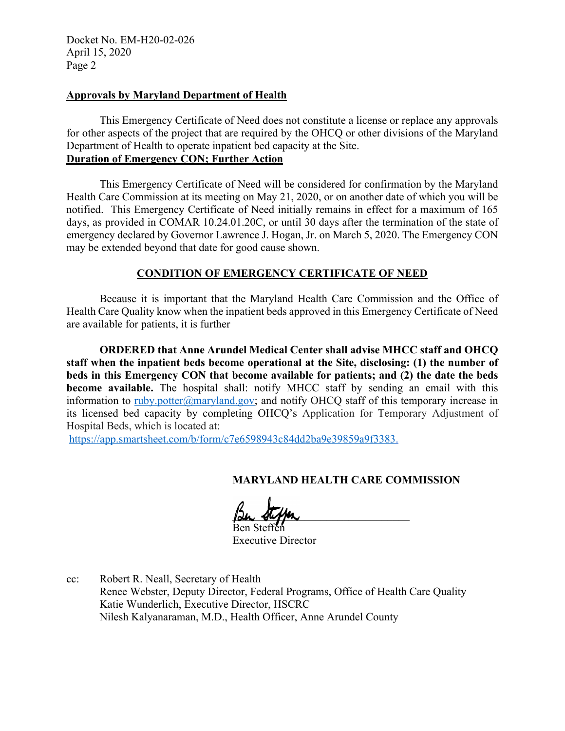**Approvals by Maryland Department of Health**

This Emergency Certificate of Need does not constitute a license or replace any approvals for other aspects of the project that are required by the OHCQ or other divisions of the Maryland Department of Health to operate inpatient bed capacity at the Site.

**Duration of Emergency CON; Further Action**

This Emergency Certificate of Need will be considered for confirmation by the Maryland Health Care Commission at its meeting on May 21, 2020, or on another date of which you will be notified. This Emergency Certificate of Need initially remains in effect for a maximum of 165 days, as provided in COMAR 10.24.01.20C, or until 30 days after the termination of the state of emergency declared by Governor Lawrence J. Hogan, Jr. on March 5, 2020. The Emergency CON may be extended beyond that date for good cause shown.

**CONDITION OF EMERGENCY CERTIFICATE OF NEED**

Because it is important that the Maryland Health Care Commission and the Office of Health Care Quality know when the inpatient beds approved in this Emergency Certificate of Need are available for patients, it is further

**ORDERED that Anne Arundel Medical Center shall advise MHCC staff and OHCQ staff when the inpatient beds become operational at the Site, disclosing: (1) the number of beds in this Emergency CON that become available for patients; and (2) the date the beds become available.** The hospital shall: notify MHCC staff by sending an email with this information to ruby.potter@maryland.gov; and notify OHCQ staff of this temporary increase in its licensed bed capacity by completing OHCQ's Application for Temporary Adjustment of Hospital Beds, which is located at:
https://app.smartsheet.com/b/form/c7e6598943c84dd2ba9e39859a9f3383.

**MARYLAND HEALTH CARE COMMISSION**

Ben Steffen
Executive Director

cc: Robert R. Neall, Secretary of Health
Renee Webster, Deputy Director, Federal Programs, Office of Health Care Quality
Katie Wunderlich, Executive Director, HSCRC
Nilesh Kalyanaraman, M.D., Health Officer, Anne Arundel County